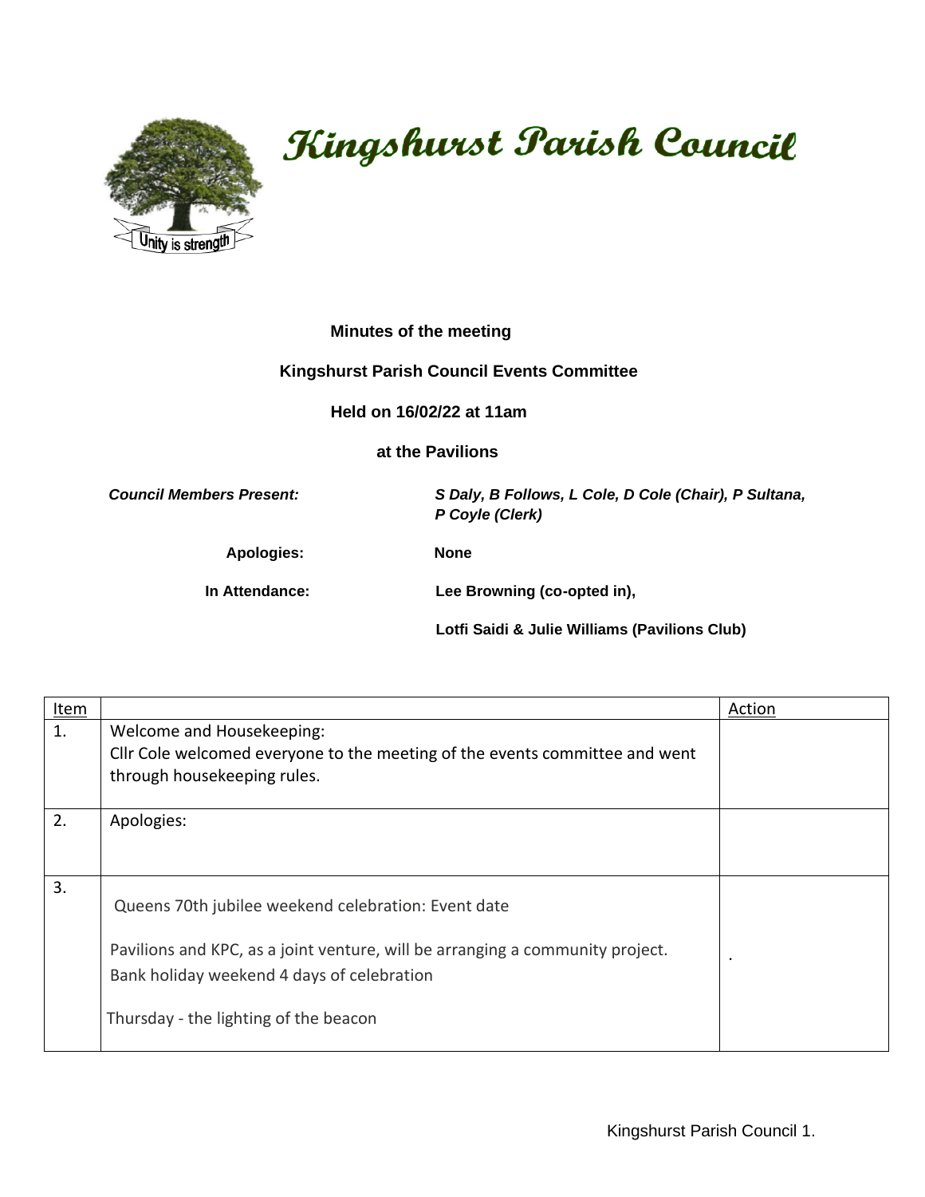# Kingshurst Parish Council

Unity is strength

**Minutes of the meeting**

**Kingshurst Parish Council Events Committee**

**Held on 16/02/22 at 11am**

**at the Pavilions**

| | |
|---|---|
| ***Council Members Present:*** | ***S Daly, B Follows, L Cole, D Cole (Chair), P Sultana, P Coyle (Clerk)*** |
| **Apologies:** | **None** |
| **In Attendance:** | **Lee Browning (co-opted in),** |
| | **Lotfi Saidi & Julie Williams (Pavilions Club)** |

| Item | | Action |
|---|---|---|
| 1. | Welcome and Housekeeping:<br>Cllr Cole welcomed everyone to the meeting of the events committee and went through housekeeping rules. | |
| 2. | Apologies: | |
| 3. | Queens 70th jubilee weekend celebration: Event date<br><br>Pavilions and KPC, as a joint venture, will be arranging a community project.<br>Bank holiday weekend 4 days of celebration<br><br>Thursday - the lighting of the beacon | . |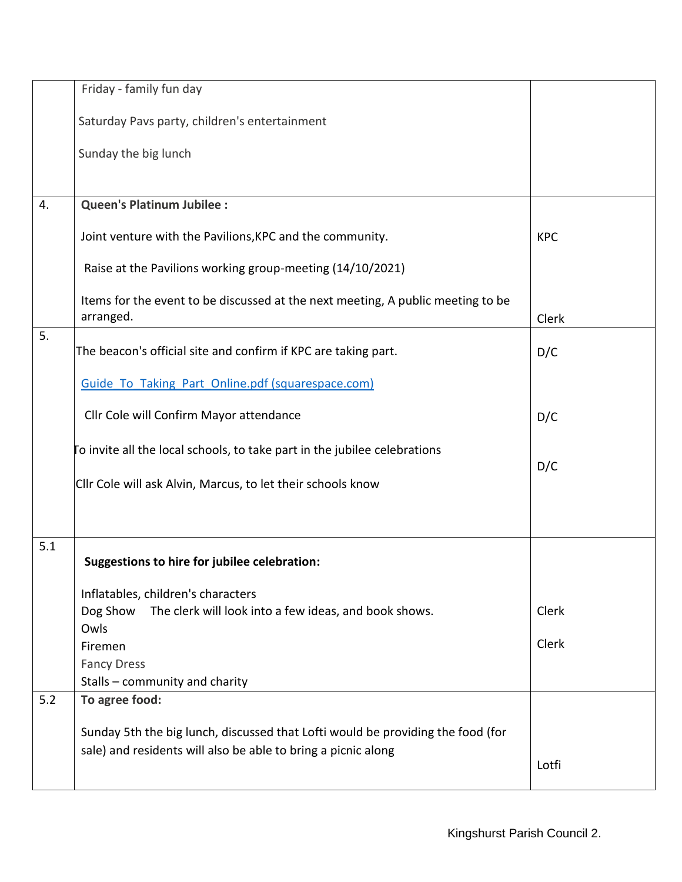|  |  |  |
|---|---|---|
|  | Friday - family fun day<br><br>Saturday Pavs party, children's entertainment<br><br>Sunday the big lunch |  |
| 4. | **Queen's Platinum Jubilee :**<br><br>Joint venture with the Pavilions,KPC and the community.<br><br>Raise at the Pavilions working group-meeting (14/10/2021)<br><br>Items for the event to be discussed at the next meeting, A public meeting to be arranged. | KPC<br><br><br><br><br><br>Clerk |
| 5. | The beacon's official site and confirm if KPC are taking part.<br><br>[Guide_To_Taking_Part_Online.pdf (squarespace.com)]<br><br>Cllr Cole will Confirm Mayor attendance<br><br>To invite all the local schools, to take part in the jubilee celebrations<br><br>Cllr Cole will ask Alvin, Marcus, to let their schools know | D/C<br><br><br><br>D/C<br><br><br>D/C |
| 5.1 | **Suggestions to hire for jubilee celebration:**<br><br>Inflatables, children's characters<br>Dog Show  The clerk will look into a few ideas, and book shows.<br>Owls<br>Firemen<br>Fancy Dress<br>Stalls – community and charity | Clerk<br><br>Clerk |
| 5.2 | **To agree food:**<br><br>Sunday 5th the big lunch, discussed that Lofti would be providing the food (for sale) and residents will also be able to bring a picnic along | Lotfi |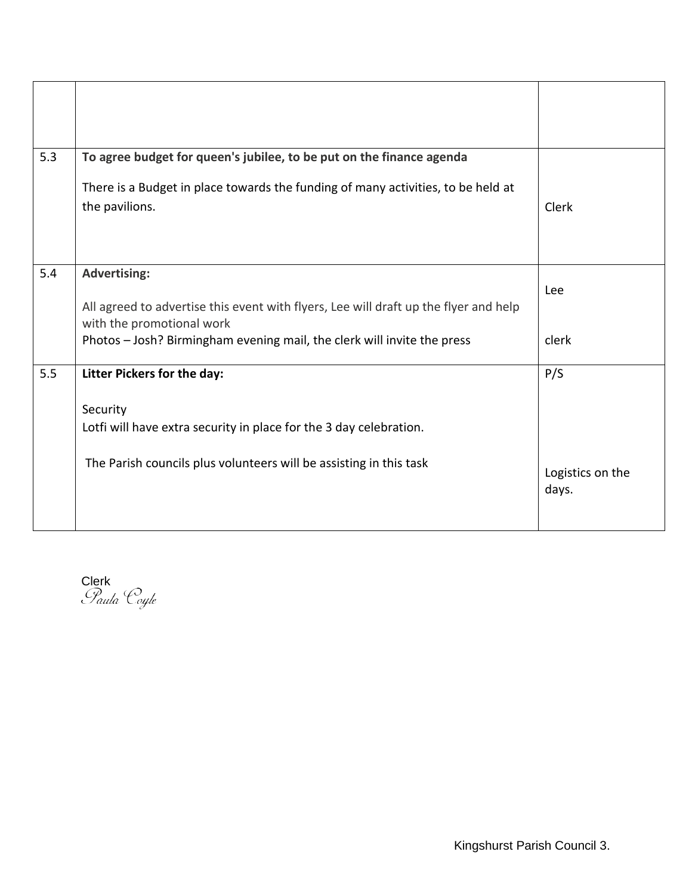| | | |
|---|---|---|
| | | |
| 5.3 | **To agree budget for queen's jubilee, to be put on the finance agenda**<br><br>There is a Budget in place towards the funding of many activities, to be held at the pavilions. | Clerk |
| 5.4 | **Advertising:**<br><br>All agreed to advertise this event with flyers, Lee will draft up the flyer and help with the promotional work<br>Photos – Josh? Birmingham evening mail, the clerk will invite the press | Lee<br><br>clerk |
| 5.5 | **Litter Pickers for the day:**<br><br>Security<br>Lotfi will have extra security in place for the 3 day celebration.<br><br>The Parish councils plus volunteers will be assisting in this task | P/S<br><br>Logistics on the days. |

Clerk
*Paula Coyle*